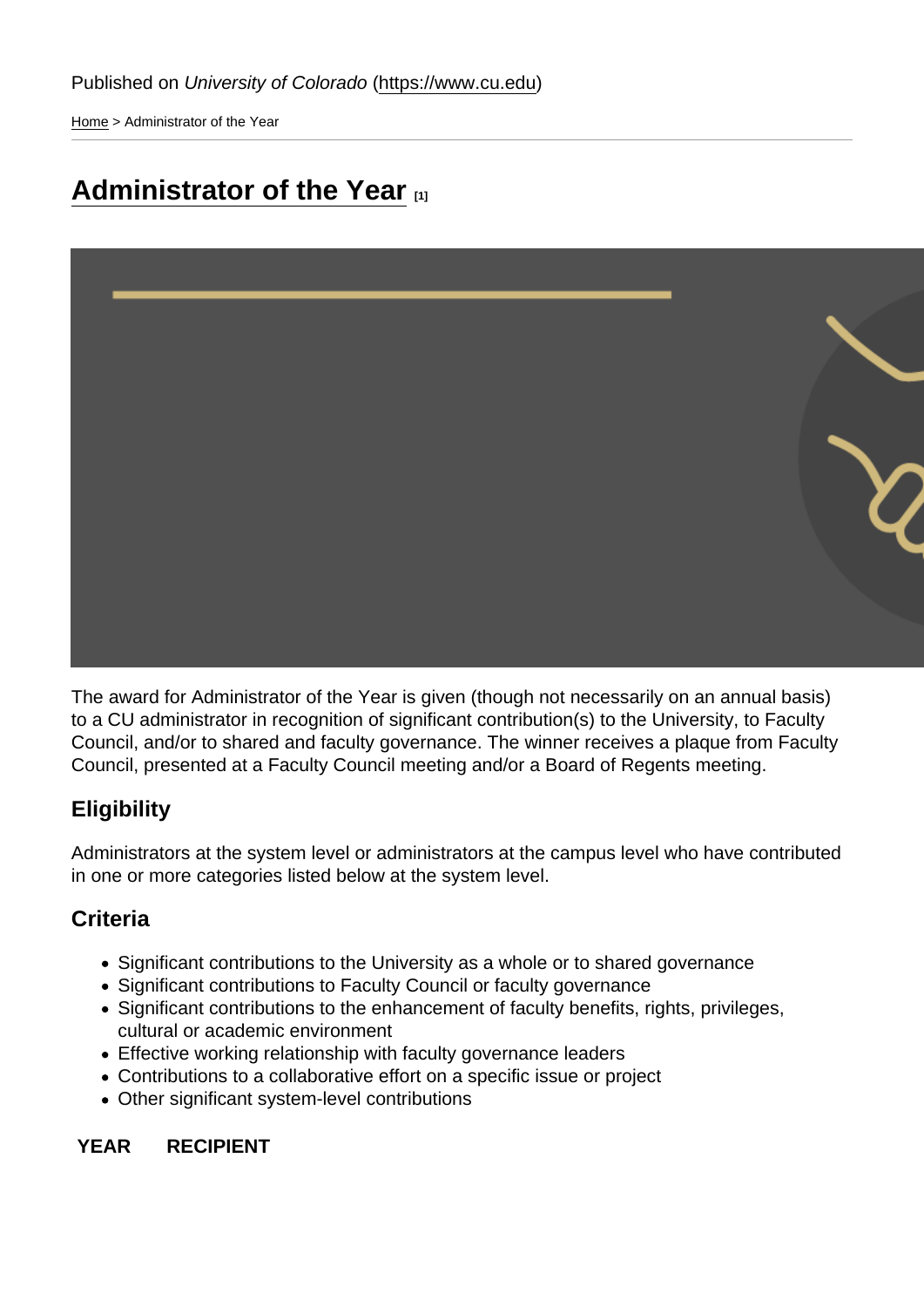Published on *University of Colorado* (https://www.cu.edu)

Home > Administrator of the Year

# Administrator of the Year [1]

The award for Administrator of the Year is given (though not necessarily on an annual basis) to a CU administrator in recognition of significant contribution(s) to the University, to Faculty Council, and/or to shared and faculty governance. The winner receives a plaque from Faculty Council, presented at a Faculty Council meeting and/or a Board of Regents meeting.

## Eligibility

Administrators at the system level or administrators at the campus level who have contributed in one or more categories listed below at the system level.

## Criteria

- Significant contributions to the University as a whole or to shared governance
- Significant contributions to Faculty Council or faculty governance
- Significant contributions to the enhancement of faculty benefits, rights, privileges, cultural or academic environment
- Effective working relationship with faculty governance leaders
- Contributions to a collaborative effort on a specific issue or project
- Other significant system-level contributions

| YEAR | RECIPIENT |
| --- | --- |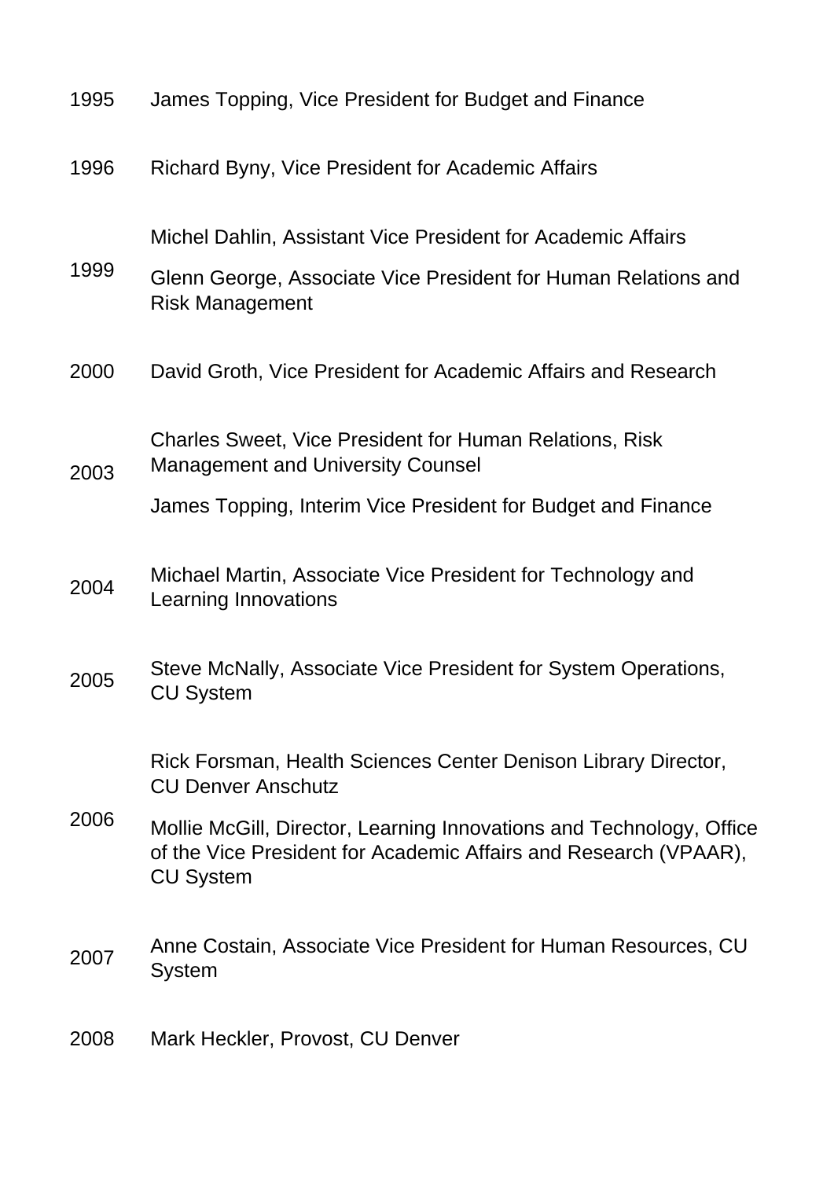| | |
|---|---|
| 1995 | James Topping, Vice President for Budget and Finance |
| 1996 | Richard Byny, Vice President for Academic Affairs |
| 1999 | Michel Dahlin, Assistant Vice President for Academic Affairs<br>Glenn George, Associate Vice President for Human Relations and Risk Management |
| 2000 | David Groth, Vice President for Academic Affairs and Research |
| 2003 | Charles Sweet, Vice President for Human Relations, Risk Management and University Counsel<br>James Topping, Interim Vice President for Budget and Finance |
| 2004 | Michael Martin, Associate Vice President for Technology and Learning Innovations |
| 2005 | Steve McNally, Associate Vice President for System Operations, CU System |
| 2006 | Rick Forsman, Health Sciences Center Denison Library Director, CU Denver Anschutz<br>Mollie McGill, Director, Learning Innovations and Technology, Office of the Vice President for Academic Affairs and Research (VPAAR), CU System |
| 2007 | Anne Costain, Associate Vice President for Human Resources, CU System |
| 2008 | Mark Heckler, Provost, CU Denver |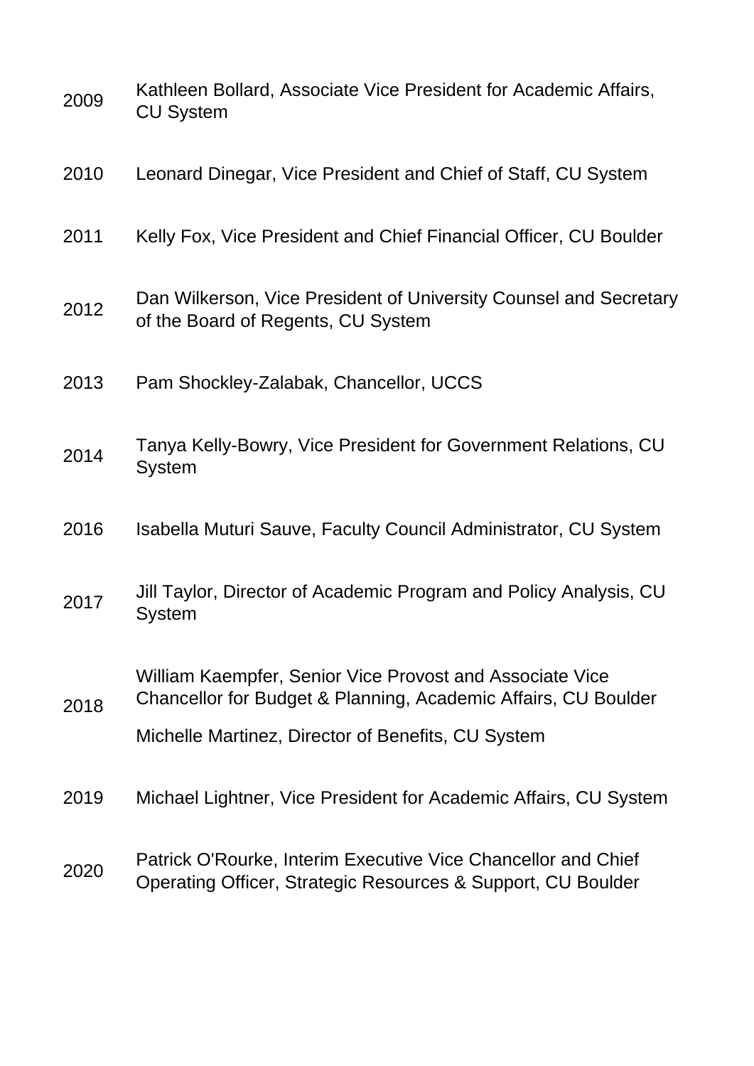| | |
|---|---|
| 2009 | Kathleen Bollard, Associate Vice President for Academic Affairs, CU System |
| 2010 | Leonard Dinegar, Vice President and Chief of Staff, CU System |
| 2011 | Kelly Fox, Vice President and Chief Financial Officer, CU Boulder |
| 2012 | Dan Wilkerson, Vice President of University Counsel and Secretary of the Board of Regents, CU System |
| 2013 | Pam Shockley-Zalabak, Chancellor, UCCS |
| 2014 | Tanya Kelly-Bowry, Vice President for Government Relations, CU System |
| 2016 | Isabella Muturi Sauve, Faculty Council Administrator, CU System |
| 2017 | Jill Taylor, Director of Academic Program and Policy Analysis, CU System |
| 2018 | William Kaempfer, Senior Vice Provost and Associate Vice Chancellor for Budget & Planning, Academic Affairs, CU Boulder<br>Michelle Martinez, Director of Benefits, CU System |
| 2019 | Michael Lightner, Vice President for Academic Affairs, CU System |
| 2020 | Patrick O'Rourke, Interim Executive Vice Chancellor and Chief Operating Officer, Strategic Resources & Support, CU Boulder |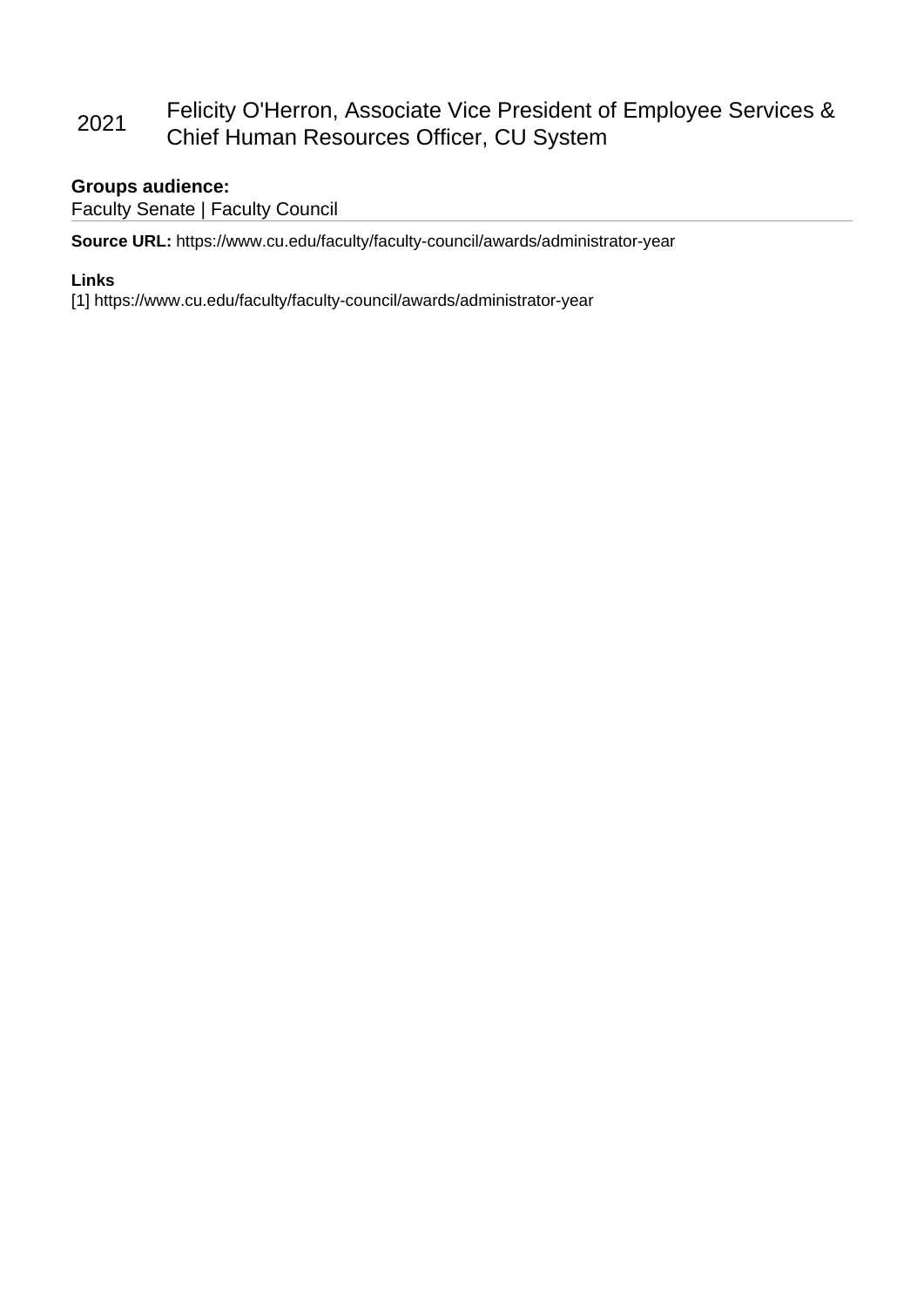| | |
|---|---|
| 2021 | Felicity O'Herron, Associate Vice President of Employee Services & Chief Human Resources Officer, CU System |

**Groups audience:**
Faculty Senate | Faculty Council

**Source URL:** https://www.cu.edu/faculty/faculty-council/awards/administrator-year

**Links**
[1] https://www.cu.edu/faculty/faculty-council/awards/administrator-year